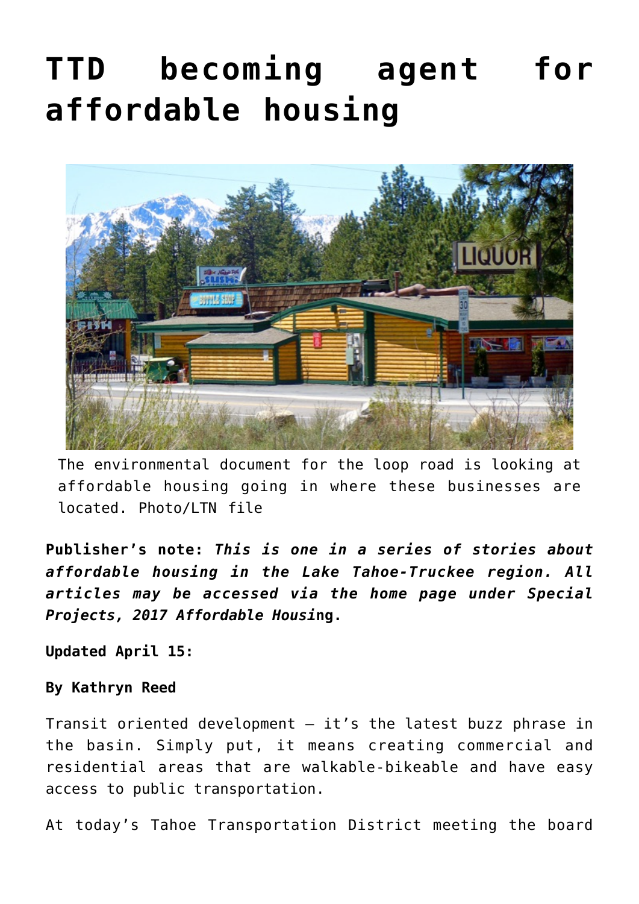# TTD becoming agent for affordable housing

The environmental document for the loop road is looking at affordable housing going in where these businesses are located. Photo/LTN file

**Publisher's note:** ***This is one in a series of stories about affordable housing in the Lake Tahoe-Truckee region. All articles may be accessed via the home page under Special Projects, 2017 Affordable Housing.***

**Updated April 15:**

**By Kathryn Reed**

Transit oriented development – it's the latest buzz phrase in the basin. Simply put, it means creating commercial and residential areas that are walkable-bikeable and have easy access to public transportation.

At today's Tahoe Transportation District meeting the board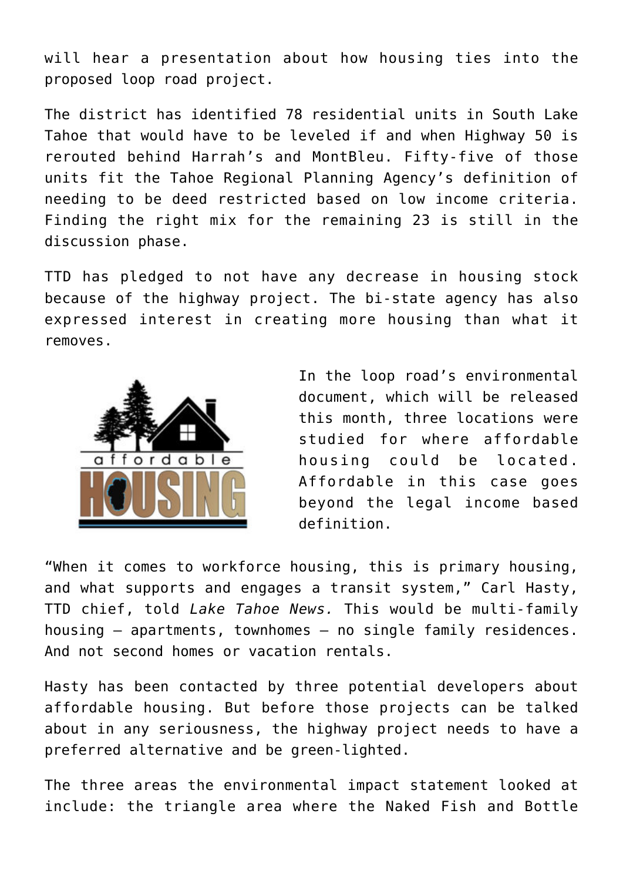will hear a presentation about how housing ties into the proposed loop road project.

The district has identified 78 residential units in South Lake Tahoe that would have to be leveled if and when Highway 50 is rerouted behind Harrah's and MontBleu. Fifty-five of those units fit the Tahoe Regional Planning Agency's definition of needing to be deed restricted based on low income criteria. Finding the right mix for the remaining 23 is still in the discussion phase.

TTD has pledged to not have any decrease in housing stock because of the highway project. The bi-state agency has also expressed interest in creating more housing than what it removes.

In the loop road's environmental document, which will be released this month, three locations were studied for where affordable housing could be located. Affordable in this case goes beyond the legal income based definition.

"When it comes to workforce housing, this is primary housing, and what supports and engages a transit system," Carl Hasty, TTD chief, told *Lake Tahoe News.* This would be multi-family housing – apartments, townhomes – no single family residences. And not second homes or vacation rentals.

Hasty has been contacted by three potential developers about affordable housing. But before those projects can be talked about in any seriousness, the highway project needs to have a preferred alternative and be green-lighted.

The three areas the environmental impact statement looked at include: the triangle area where the Naked Fish and Bottle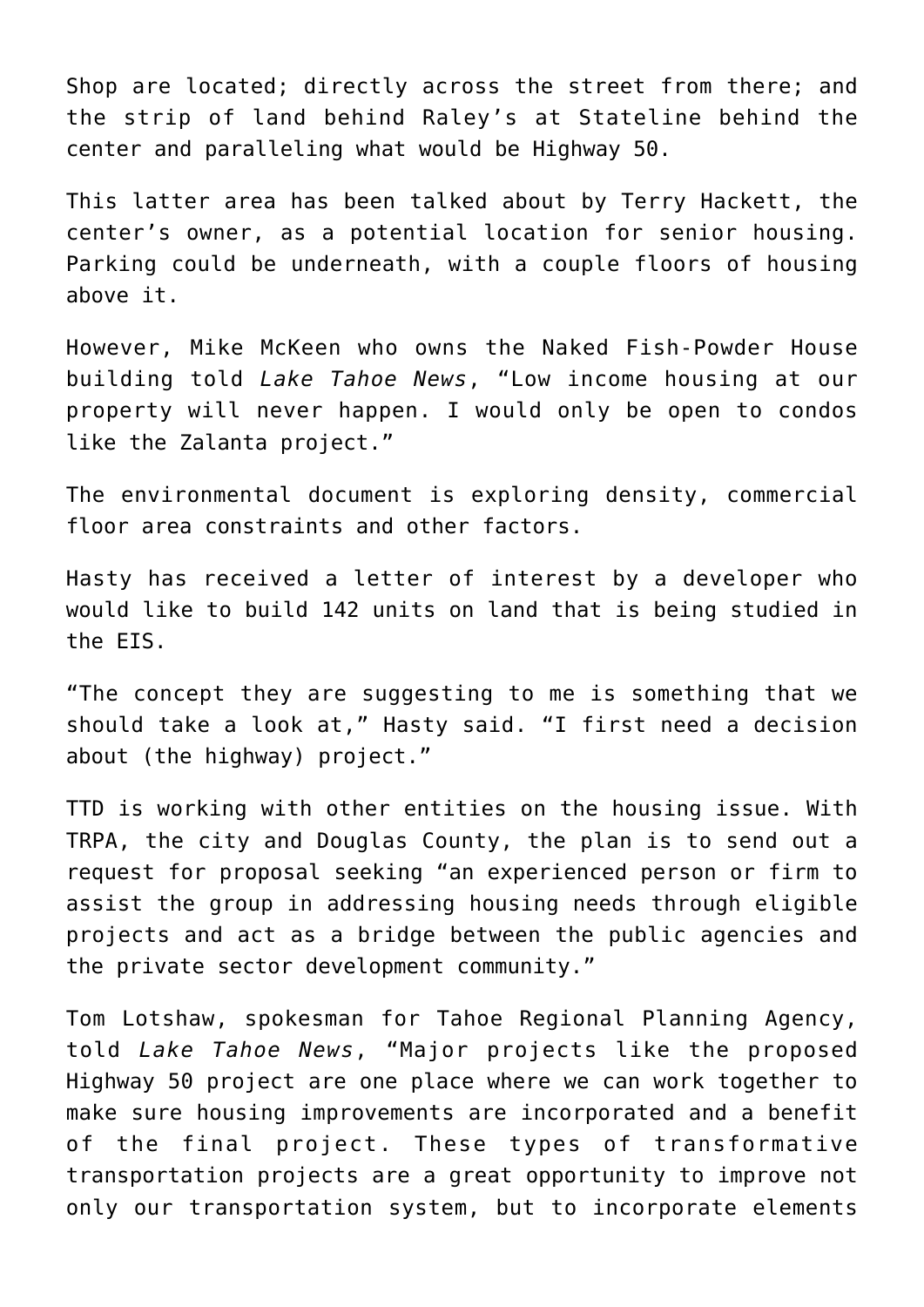Shop are located; directly across the street from there; and the strip of land behind Raley's at Stateline behind the center and paralleling what would be Highway 50.

This latter area has been talked about by Terry Hackett, the center's owner, as a potential location for senior housing. Parking could be underneath, with a couple floors of housing above it.

However, Mike McKeen who owns the Naked Fish-Powder House building told *Lake Tahoe News*, "Low income housing at our property will never happen. I would only be open to condos like the Zalanta project."

The environmental document is exploring density, commercial floor area constraints and other factors.

Hasty has received a letter of interest by a developer who would like to build 142 units on land that is being studied in the EIS.

"The concept they are suggesting to me is something that we should take a look at," Hasty said. "I first need a decision about (the highway) project."

TTD is working with other entities on the housing issue. With TRPA, the city and Douglas County, the plan is to send out a request for proposal seeking "an experienced person or firm to assist the group in addressing housing needs through eligible projects and act as a bridge between the public agencies and the private sector development community."

Tom Lotshaw, spokesman for Tahoe Regional Planning Agency, told *Lake Tahoe News*, "Major projects like the proposed Highway 50 project are one place where we can work together to make sure housing improvements are incorporated and a benefit of the final project. These types of transformative transportation projects are a great opportunity to improve not only our transportation system, but to incorporate elements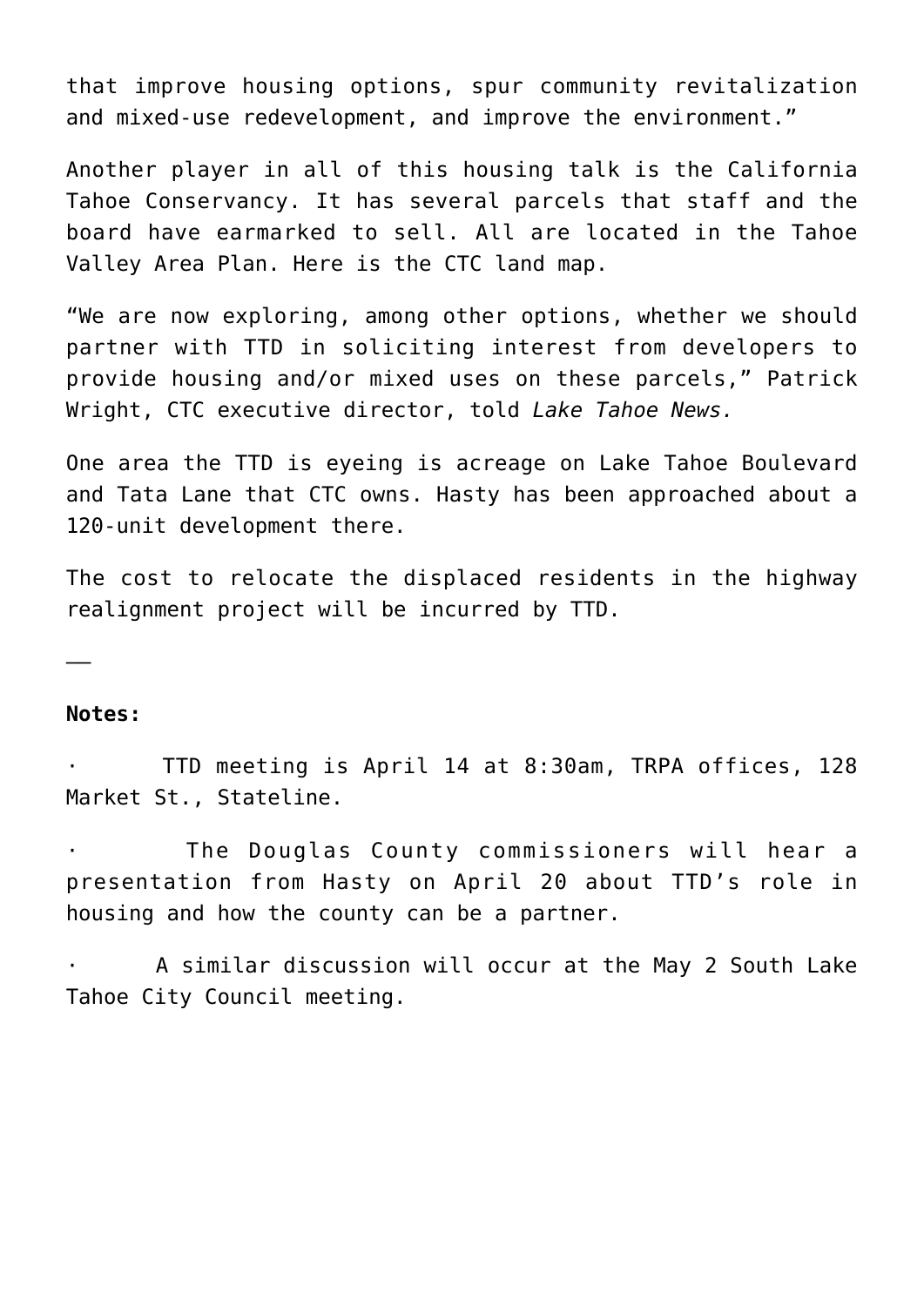that improve housing options, spur community revitalization and mixed-use redevelopment, and improve the environment."

Another player in all of this housing talk is the California Tahoe Conservancy. It has several parcels that staff and the board have earmarked to sell. All are located in the Tahoe Valley Area Plan. Here is the CTC land map.

"We are now exploring, among other options, whether we should partner with TTD in soliciting interest from developers to provide housing and/or mixed uses on these parcels," Patrick Wright, CTC executive director, told *Lake Tahoe News.*

One area the TTD is eyeing is acreage on Lake Tahoe Boulevard and Tata Lane that CTC owns. Hasty has been approached about a 120-unit development there.

The cost to relocate the displaced residents in the highway realignment project will be incurred by TTD.

—

**Notes:**

· TTD meeting is April 14 at 8:30am, TRPA offices, 128 Market St., Stateline.

· The Douglas County commissioners will hear a presentation from Hasty on April 20 about TTD's role in housing and how the county can be a partner.

· A similar discussion will occur at the May 2 South Lake Tahoe City Council meeting.